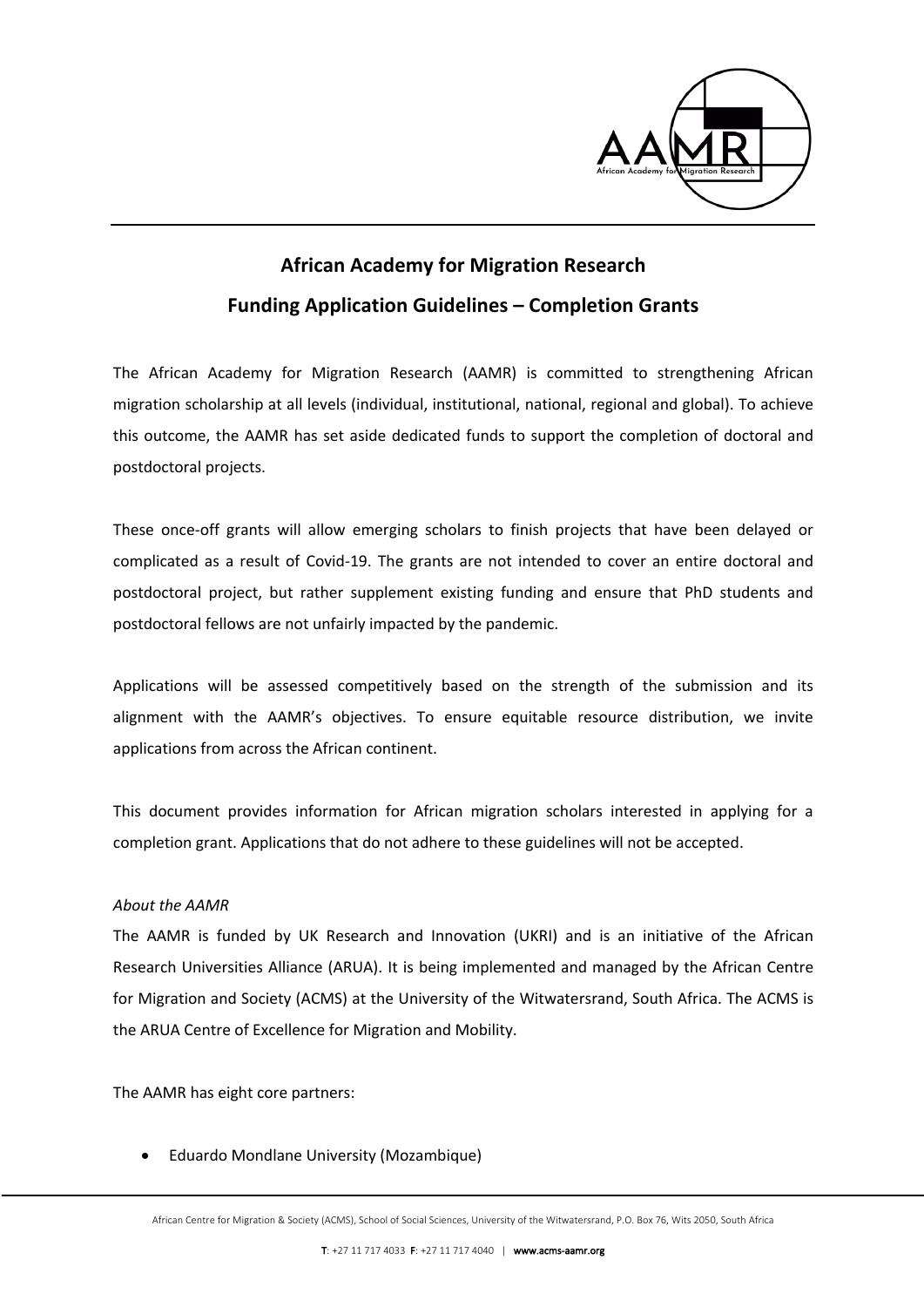# African Academy for Migration Research

## Funding Application Guidelines – Completion Grants

The African Academy for Migration Research (AAMR) is committed to strengthening African migration scholarship at all levels (individual, institutional, national, regional and global). To achieve this outcome, the AAMR has set aside dedicated funds to support the completion of doctoral and postdoctoral projects.

These once-off grants will allow emerging scholars to finish projects that have been delayed or complicated as a result of Covid-19. The grants are not intended to cover an entire doctoral and postdoctoral project, but rather supplement existing funding and ensure that PhD students and postdoctoral fellows are not unfairly impacted by the pandemic.

Applications will be assessed competitively based on the strength of the submission and its alignment with the AAMR's objectives. To ensure equitable resource distribution, we invite applications from across the African continent.

This document provides information for African migration scholars interested in applying for a completion grant. Applications that do not adhere to these guidelines will not be accepted.

*About the AAMR*

The AAMR is funded by UK Research and Innovation (UKRI) and is an initiative of the African Research Universities Alliance (ARUA). It is being implemented and managed by the African Centre for Migration and Society (ACMS) at the University of the Witwatersrand, South Africa. The ACMS is the ARUA Centre of Excellence for Migration and Mobility.

The AAMR has eight core partners:

- Eduardo Mondlane University (Mozambique)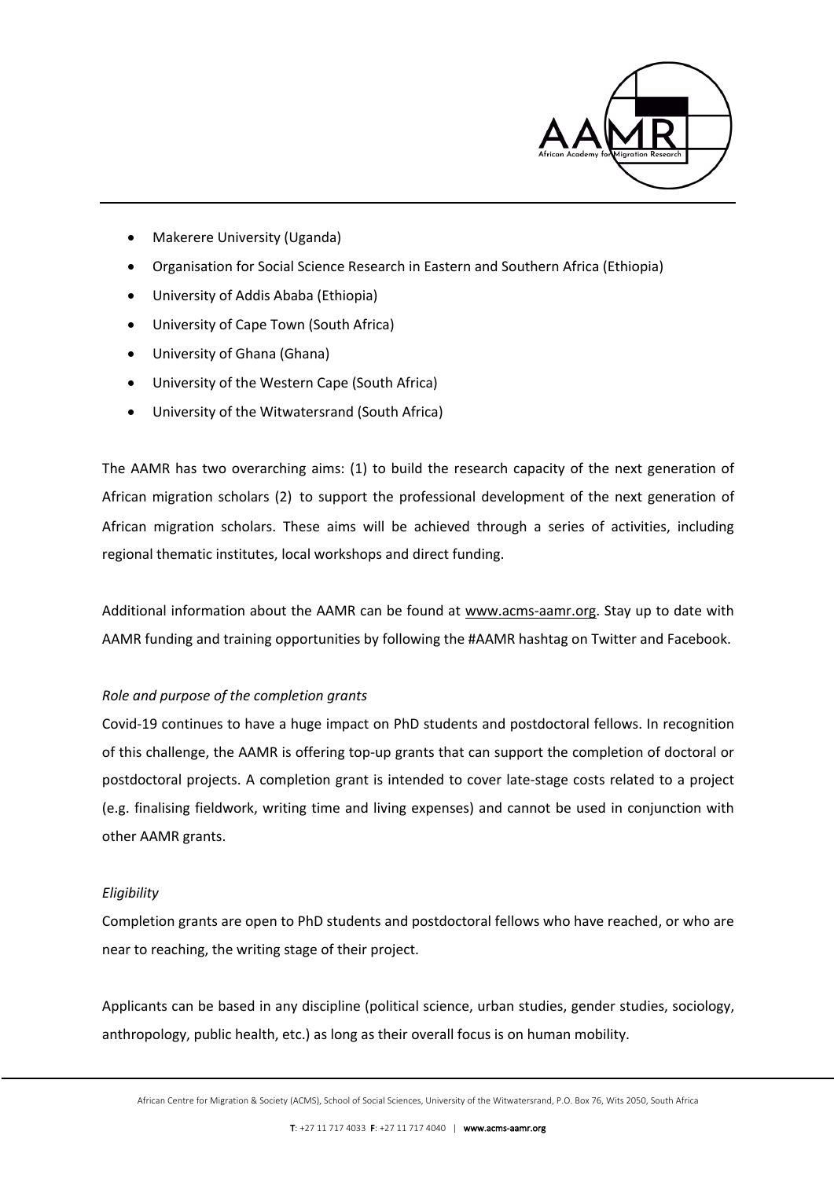- Makerere University (Uganda)
- Organisation for Social Science Research in Eastern and Southern Africa (Ethiopia)
- University of Addis Ababa (Ethiopia)
- University of Cape Town (South Africa)
- University of Ghana (Ghana)
- University of the Western Cape (South Africa)
- University of the Witwatersrand (South Africa)

The AAMR has two overarching aims: (1) to build the research capacity of the next generation of African migration scholars (2) to support the professional development of the next generation of African migration scholars. These aims will be achieved through a series of activities, including regional thematic institutes, local workshops and direct funding.

Additional information about the AAMR can be found at www.acms-aamr.org. Stay up to date with AAMR funding and training opportunities by following the #AAMR hashtag on Twitter and Facebook.

*Role and purpose of the completion grants*

Covid-19 continues to have a huge impact on PhD students and postdoctoral fellows. In recognition of this challenge, the AAMR is offering top-up grants that can support the completion of doctoral or postdoctoral projects. A completion grant is intended to cover late-stage costs related to a project (e.g. finalising fieldwork, writing time and living expenses) and cannot be used in conjunction with other AAMR grants.

*Eligibility*

Completion grants are open to PhD students and postdoctoral fellows who have reached, or who are near to reaching, the writing stage of their project.

Applicants can be based in any discipline (political science, urban studies, gender studies, sociology, anthropology, public health, etc.) as long as their overall focus is on human mobility.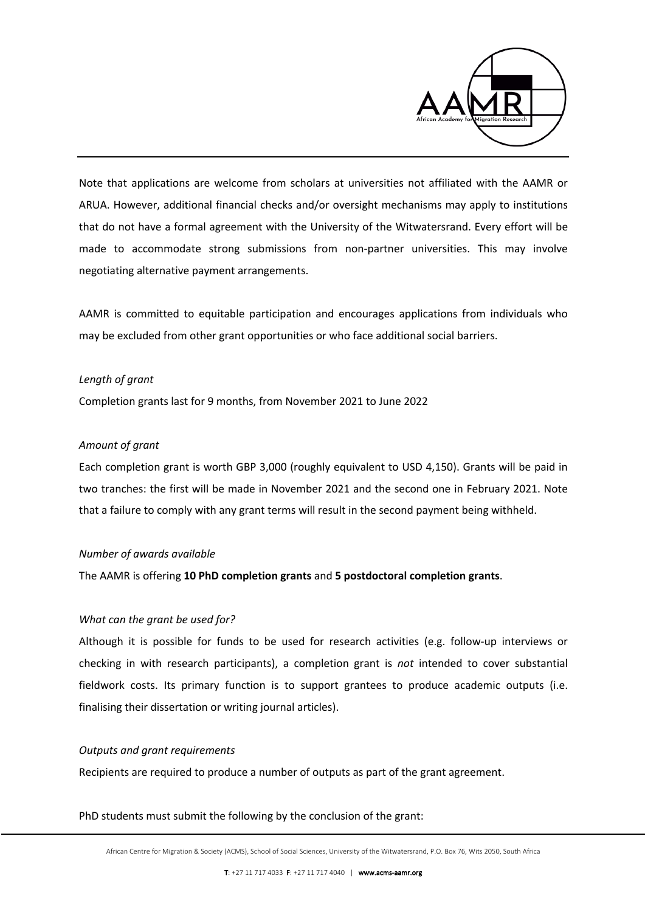Note that applications are welcome from scholars at universities not affiliated with the AAMR or ARUA. However, additional financial checks and/or oversight mechanisms may apply to institutions that do not have a formal agreement with the University of the Witwatersrand. Every effort will be made to accommodate strong submissions from non-partner universities. This may involve negotiating alternative payment arrangements.

AAMR is committed to equitable participation and encourages applications from individuals who may be excluded from other grant opportunities or who face additional social barriers.

*Length of grant*

Completion grants last for 9 months, from November 2021 to June 2022

*Amount of grant*

Each completion grant is worth GBP 3,000 (roughly equivalent to USD 4,150). Grants will be paid in two tranches: the first will be made in November 2021 and the second one in February 2021. Note that a failure to comply with any grant terms will result in the second payment being withheld.

*Number of awards available*

The AAMR is offering **10 PhD completion grants** and **5 postdoctoral completion grants**.

*What can the grant be used for?*

Although it is possible for funds to be used for research activities (e.g. follow-up interviews or checking in with research participants), a completion grant is *not* intended to cover substantial fieldwork costs. Its primary function is to support grantees to produce academic outputs (i.e. finalising their dissertation or writing journal articles).

*Outputs and grant requirements*

Recipients are required to produce a number of outputs as part of the grant agreement.

PhD students must submit the following by the conclusion of the grant: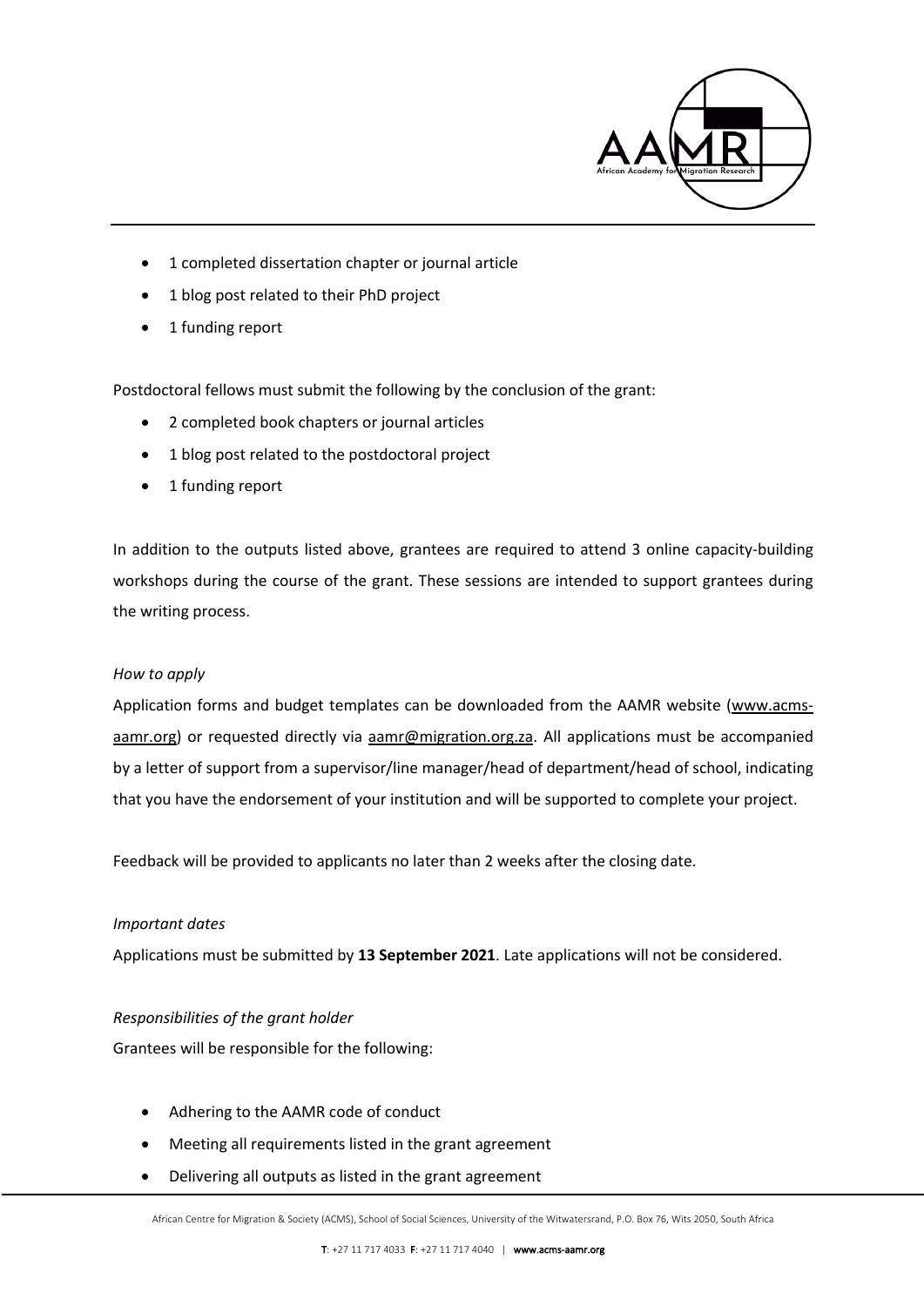- 1 completed dissertation chapter or journal article
- 1 blog post related to their PhD project
- 1 funding report

Postdoctoral fellows must submit the following by the conclusion of the grant:

- 2 completed book chapters or journal articles
- 1 blog post related to the postdoctoral project
- 1 funding report

In addition to the outputs listed above, grantees are required to attend 3 online capacity-building workshops during the course of the grant. These sessions are intended to support grantees during the writing process.

*How to apply*

Application forms and budget templates can be downloaded from the AAMR website (www.acms-aamr.org) or requested directly via aamr@migration.org.za. All applications must be accompanied by a letter of support from a supervisor/line manager/head of department/head of school, indicating that you have the endorsement of your institution and will be supported to complete your project.

Feedback will be provided to applicants no later than 2 weeks after the closing date.

*Important dates*

Applications must be submitted by **13 September 2021**. Late applications will not be considered.

*Responsibilities of the grant holder*

Grantees will be responsible for the following:

- Adhering to the AAMR code of conduct
- Meeting all requirements listed in the grant agreement
- Delivering all outputs as listed in the grant agreement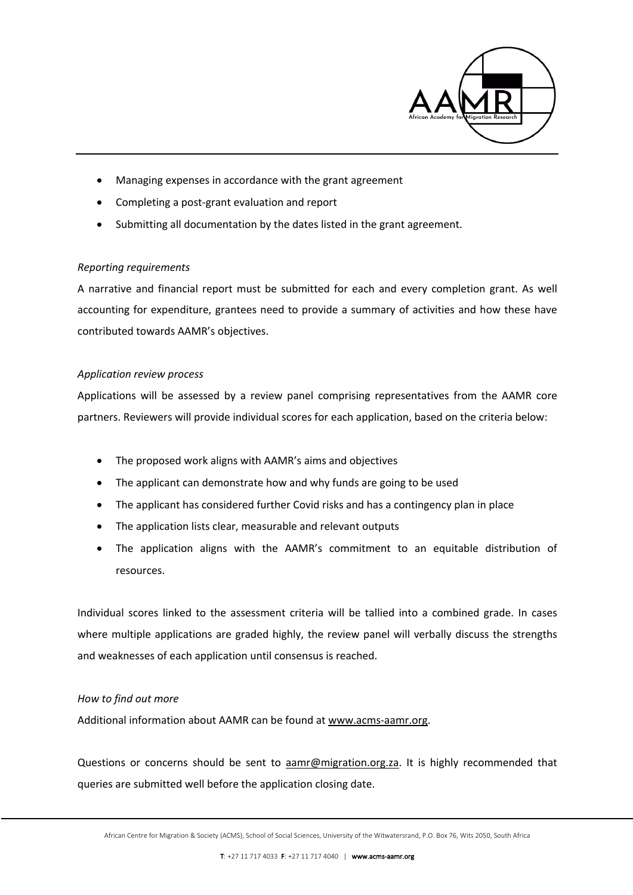- Managing expenses in accordance with the grant agreement
- Completing a post-grant evaluation and report
- Submitting all documentation by the dates listed in the grant agreement.

*Reporting requirements*

A narrative and financial report must be submitted for each and every completion grant. As well accounting for expenditure, grantees need to provide a summary of activities and how these have contributed towards AAMR's objectives.

*Application review process*

Applications will be assessed by a review panel comprising representatives from the AAMR core partners. Reviewers will provide individual scores for each application, based on the criteria below:

- The proposed work aligns with AAMR's aims and objectives
- The applicant can demonstrate how and why funds are going to be used
- The applicant has considered further Covid risks and has a contingency plan in place
- The application lists clear, measurable and relevant outputs
- The application aligns with the AAMR's commitment to an equitable distribution of resources.

Individual scores linked to the assessment criteria will be tallied into a combined grade. In cases where multiple applications are graded highly, the review panel will verbally discuss the strengths and weaknesses of each application until consensus is reached.

*How to find out more*

Additional information about AAMR can be found at www.acms-aamr.org.

Questions or concerns should be sent to aamr@migration.org.za. It is highly recommended that queries are submitted well before the application closing date.